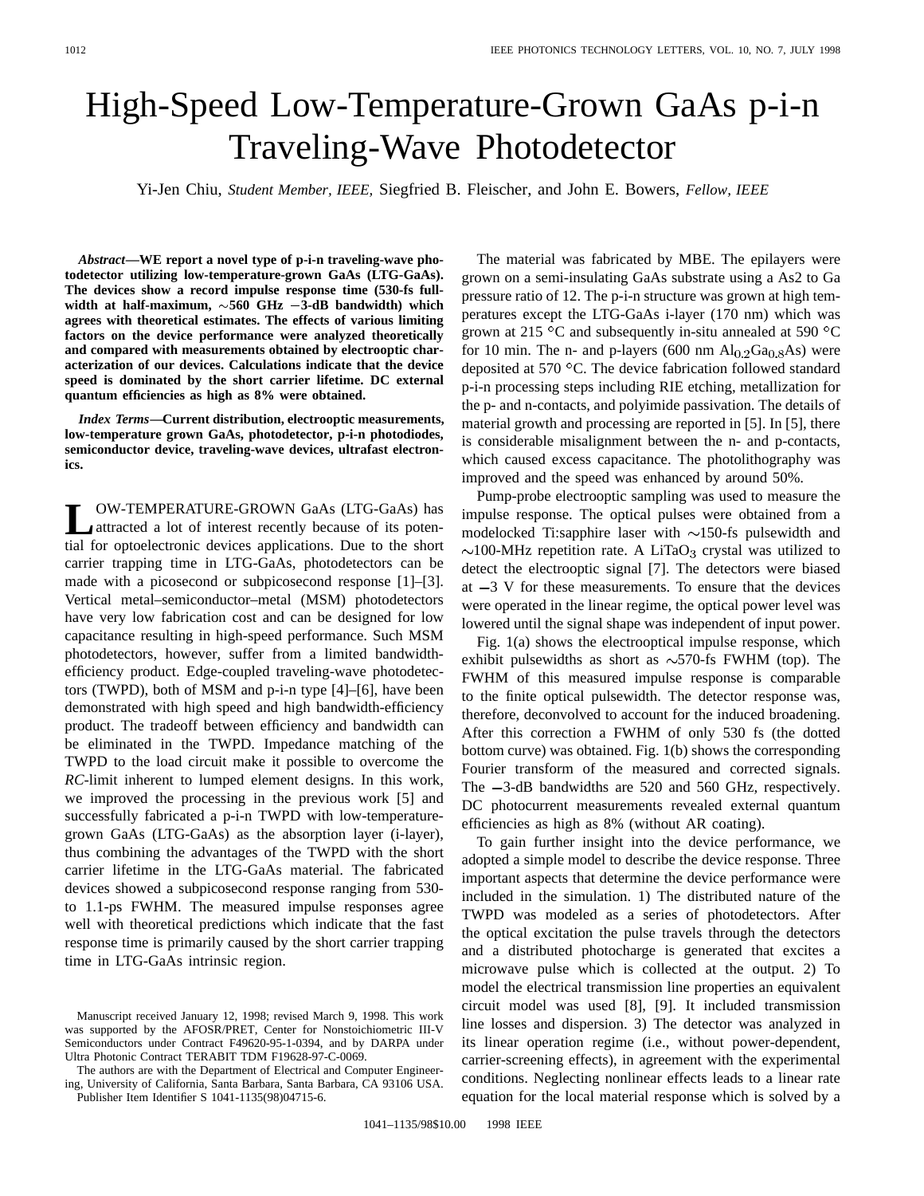# High-Speed Low-Temperature-Grown GaAs p-i-n Traveling-Wave Photodetector

Yi-Jen Chiu, *Student Member, IEEE,* Siegfried B. Fleischer, and John E. Bowers, *Fellow, IEEE*

***Abstract*—WE report a novel type of p-i-n traveling-wave photodetector utilizing low-temperature-grown GaAs (LTG-GaAs). The devices show a record impulse response time (530-fs full-width at half-maximum, ~560 GHz −3-dB bandwidth) which agrees with theoretical estimates. The effects of various limiting factors on the device performance were analyzed theoretically and compared with measurements obtained by electrooptic characterization of our devices. Calculations indicate that the device speed is dominated by the short carrier lifetime. DC external quantum efficiencies as high as 8% were obtained.**

***Index Terms*—Current distribution, electrooptic measurements, low-temperature grown GaAs, photodetector, p-i-n photodiodes, semiconductor device, traveling-wave devices, ultrafast electronics.**

LOW-TEMPERATURE-GROWN GaAs (LTG-GaAs) has attracted a lot of interest recently because of its potential for optoelectronic devices applications. Due to the short carrier trapping time in LTG-GaAs, photodetectors can be made with a picosecond or subpicosecond response [1]–[3]. Vertical metal–semiconductor–metal (MSM) photodetectors have very low fabrication cost and can be designed for low capacitance resulting in high-speed performance. Such MSM photodetectors, however, suffer from a limited bandwidth-efficiency product. Edge-coupled traveling-wave photodetectors (TWPD), both of MSM and p-i-n type [4]–[6], have been demonstrated with high speed and high bandwidth-efficiency product. The tradeoff between efficiency and bandwidth can be eliminated in the TWPD. Impedance matching of the TWPD to the load circuit make it possible to overcome the *RC*-limit inherent to lumped element designs. In this work, we improved the processing in the previous work [5] and successfully fabricated a p-i-n TWPD with low-temperature-grown GaAs (LTG-GaAs) as the absorption layer (i-layer), thus combining the advantages of the TWPD with the short carrier lifetime in the LTG-GaAs material. The fabricated devices showed a subpicosecond response ranging from 530- to 1.1-ps FWHM. The measured impulse responses agree well with theoretical predictions which indicate that the fast response time is primarily caused by the short carrier trapping time in LTG-GaAs intrinsic region.

Manuscript received January 12, 1998; revised March 9, 1998. This work was supported by the AFOSR/PRET, Center for Nonstoichiometric III-V Semiconductors under Contract F49620-95-1-0394, and by DARPA under Ultra Photonic Contract TERABIT TDM F19628-97-C-0069.

The authors are with the Department of Electrical and Computer Engineering, University of California, Santa Barbara, Santa Barbara, CA 93106 USA.

Publisher Item Identifier S 1041-1135(98)04715-6.

The material was fabricated by MBE. The epilayers were grown on a semi-insulating GaAs substrate using a As2 to Ga pressure ratio of 12. The p-i-n structure was grown at high temperatures except the LTG-GaAs i-layer (170 nm) which was grown at 215 °C and subsequently in-situ annealed at 590 °C for 10 min. The n- and p-layers (600 nm $Al_{0.2}Ga_{0.8}As$) were deposited at 570 °C. The device fabrication followed standard p-i-n processing steps including RIE etching, metallization for the p- and n-contacts, and polyimide passivation. The details of material growth and processing are reported in [5]. In [5], there is considerable misalignment between the n- and p-contacts, which caused excess capacitance. The photolithography was improved and the speed was enhanced by around 50%.

Pump-probe electrooptic sampling was used to measure the impulse response. The optical pulses were obtained from a modelocked Ti:sapphire laser with ~150-fs pulsewidth and ~100-MHz repetition rate. A $LiTaO_3$ crystal was utilized to detect the electrooptic signal [7]. The detectors were biased at −3 V for these measurements. To ensure that the devices were operated in the linear regime, the optical power level was lowered until the signal shape was independent of input power.

Fig. 1(a) shows the electrooptical impulse response, which exhibit pulsewidths as short as ~570-fs FWHM (top). The FWHM of this measured impulse response is comparable to the finite optical pulsewidth. The detector response was, therefore, deconvolved to account for the induced broadening. After this correction a FWHM of only 530 fs (the dotted bottom curve) was obtained. Fig. 1(b) shows the corresponding Fourier transform of the measured and corrected signals. The −3-dB bandwidths are 520 and 560 GHz, respectively. DC photocurrent measurements revealed external quantum efficiencies as high as 8% (without AR coating).

To gain further insight into the device performance, we adopted a simple model to describe the device response. Three important aspects that determine the device performance were included in the simulation. 1) The distributed nature of the TWPD was modeled as a series of photodetectors. After the optical excitation the pulse travels through the detectors and a distributed photocharge is generated that excites a microwave pulse which is collected at the output. 2) To model the electrical transmission line properties an equivalent circuit model was used [8], [9]. It included transmission line losses and dispersion. 3) The detector was analyzed in its linear operation regime (i.e., without power-dependent, carrier-screening effects), in agreement with the experimental conditions. Neglecting nonlinear effects leads to a linear rate equation for the local material response which is solved by a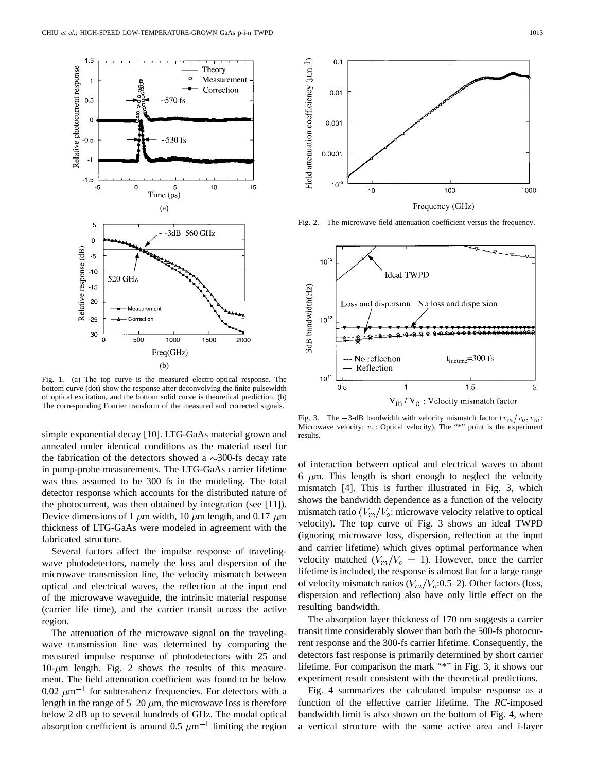Fig. 1. (a) The top curve is the measured electro-optical response. The bottom curve (dot) show the response after deconvolving the finite pulsewidth of optical excitation, and the bottom solid curve is theoretical prediction. (b) The corresponding Fourier transform of the measured and corrected signals.

Fig. 2. The microwave field attenuation coefficient versus the frequency.

Fig. 3. The −3-dB bandwidth with velocity mismatch factor ($v_m/v_o$, $v_m$: Microwave velocity; $v_o$: Optical velocity). The "*" point is the experiment results.

simple exponential decay [10]. LTG-GaAs material grown and annealed under identical conditions as the material used for the fabrication of the detectors showed a ~300-fs decay rate in pump-probe measurements. The LTG-GaAs carrier lifetime was thus assumed to be 300 fs in the modeling. The total detector response which accounts for the distributed nature of the photocurrent, was then obtained by integration (see [11]). Device dimensions of 1 $\mu$m width, 10 $\mu$m length, and 0.17 $\mu$m thickness of LTG-GaAs were modeled in agreement with the fabricated structure.

Several factors affect the impulse response of traveling-wave photodetectors, namely the loss and dispersion of the microwave transmission line, the velocity mismatch between optical and electrical waves, the reflection at the input end of the microwave waveguide, the intrinsic material response (carrier life time), and the carrier transit across the active region.

The attenuation of the microwave signal on the traveling-wave transmission line was determined by comparing the measured impulse response of photodetectors with 25 and 10-$\mu$m length. Fig. 2 shows the results of this measurement. The field attenuation coefficient was found to be below 0.02 $\mu$m$^{-1}$ for subterahertz frequencies. For detectors with a length in the range of 5–20 $\mu$m, the microwave loss is therefore below 2 dB up to several hundreds of GHz. The modal optical absorption coefficient is around 0.5 $\mu$m$^{-1}$ limiting the region of interaction between optical and electrical waves to about 6 $\mu$m. This length is short enough to neglect the velocity mismatch [4]. This is further illustrated in Fig. 3, which shows the bandwidth dependence as a function of the velocity mismatch ratio ($V_m/V_o$: microwave velocity relative to optical velocity). The top curve of Fig. 3 shows an ideal TWPD (ignoring microwave loss, dispersion, reflection at the input and carrier lifetime) which gives optimal performance when velocity matched ($V_m/V_o = 1$). However, once the carrier lifetime is included, the response is almost flat for a large range of velocity mismatch ratios ($V_m/V_o$:0.5–2). Other factors (loss, dispersion and reflection) also have only little effect on the resulting bandwidth.

The absorption layer thickness of 170 nm suggests a carrier transit time considerably slower than both the 500-fs photocurrent response and the 300-fs carrier lifetime. Consequently, the detectors fast response is primarily determined by short carrier lifetime. For comparison the mark "*" in Fig. 3, it shows our experiment result consistent with the theoretical predictions.

Fig. 4 summarizes the calculated impulse response as a function of the effective carrier lifetime. The *RC*-imposed bandwidth limit is also shown on the bottom of Fig. 4, where a vertical structure with the same active area and i-layer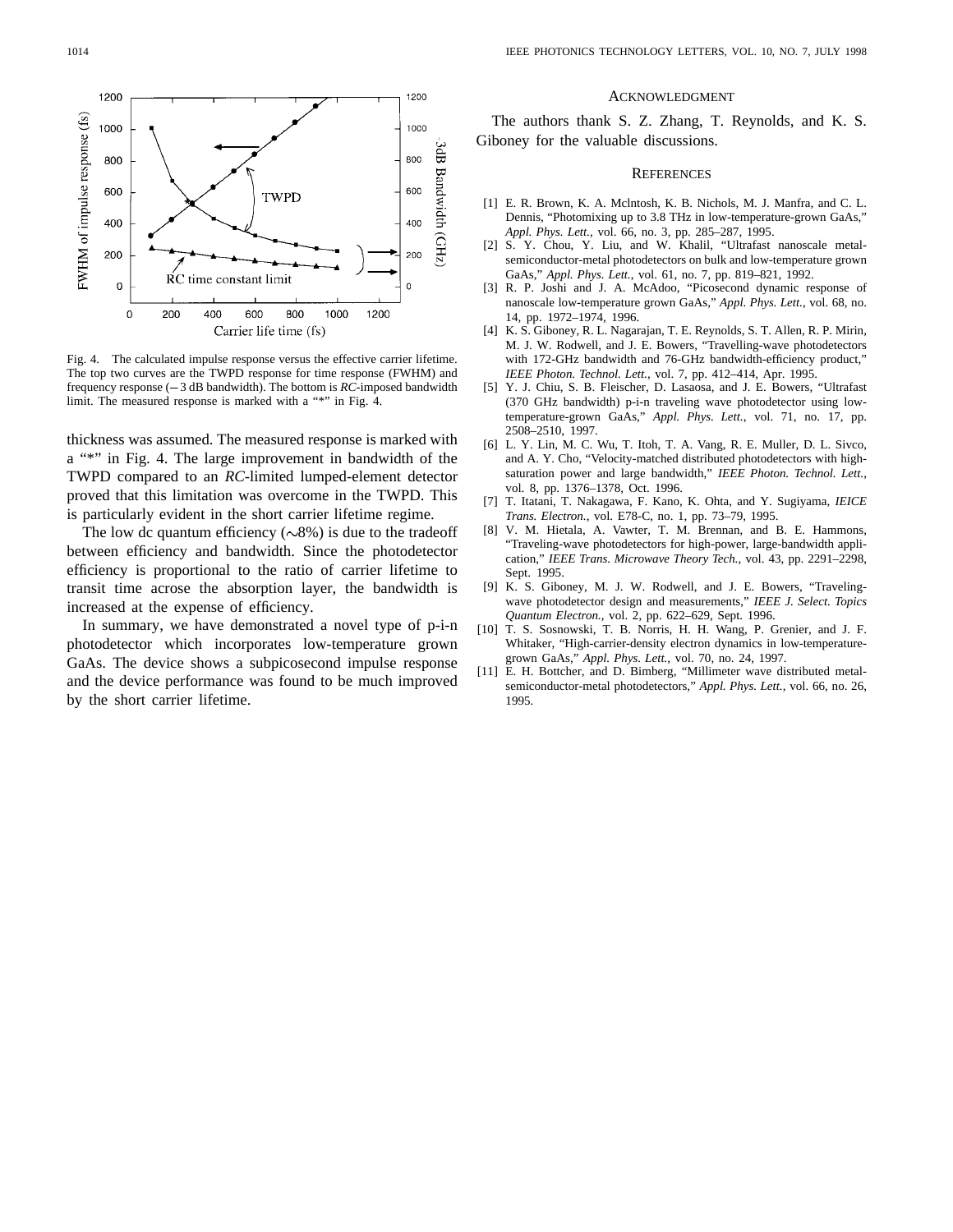1200
1000
800
600
400
200
0

FWHM of impulse response (fs)

-3dB Bandwidth (GHz)

TWPD

RC time constant limit

0 200 400 600 800 1000 1200

Carrier life time (fs)

Fig. 4. The calculated impulse response versus the effective carrier lifetime. The top two curves are the TWPD response for time response (FWHM) and frequency response (−3 dB bandwidth). The bottom is *RC*-imposed bandwidth limit. The measured response is marked with a "*" in Fig. 4.

thickness was assumed. The measured response is marked with a "*" in Fig. 4. The large improvement in bandwidth of the TWPD compared to an *RC*-limited lumped-element detector proved that this limitation was overcome in the TWPD. This is particularly evident in the short carrier lifetime regime.

The low dc quantum efficiency (∼8%) is due to the tradeoff between efficiency and bandwidth. Since the photodetector efficiency is proportional to the ratio of carrier lifetime to transit time acrose the absorption layer, the bandwidth is increased at the expense of efficiency.

In summary, we have demonstrated a novel type of p-i-n photodetector which incorporates low-temperature grown GaAs. The device shows a subpicosecond impulse response and the device performance was found to be much improved by the short carrier lifetime.

## Acknowledgment

The authors thank S. Z. Zhang, T. Reynolds, and K. S. Giboney for the valuable discussions.

## References

[1] E. R. Brown, K. A. Mclntosh, K. B. Nichols, M. J. Manfra, and C. L. Dennis, "Photomixing up to 3.8 THz in low-temperature-grown GaAs," *Appl. Phys. Lett.*, vol. 66, no. 3, pp. 285–287, 1995.

[2] S. Y. Chou, Y. Liu, and W. Khalil, "Ultrafast nanoscale metal-semiconductor-metal photodetectors on bulk and low-temperature grown GaAs," *Appl. Phys. Lett.*, vol. 61, no. 7, pp. 819–821, 1992.

[3] R. P. Joshi and J. A. McAdoo, "Picosecond dynamic response of nanoscale low-temperature grown GaAs," *Appl. Phys. Lett.*, vol. 68, no. 14, pp. 1972–1974, 1996.

[4] K. S. Giboney, R. L. Nagarajan, T. E. Reynolds, S. T. Allen, R. P. Mirin, M. J. W. Rodwell, and J. E. Bowers, "Travelling-wave photodetectors with 172-GHz bandwidth and 76-GHz bandwidth-efficiency product," *IEEE Photon. Technol. Lett.*, vol. 7, pp. 412–414, Apr. 1995.

[5] Y. J. Chiu, S. B. Fleischer, D. Lasaosa, and J. E. Bowers, "Ultrafast (370 GHz bandwidth) p-i-n traveling wave photodetector using low-temperature-grown GaAs," *Appl. Phys. Lett.*, vol. 71, no. 17, pp. 2508–2510, 1997.

[6] L. Y. Lin, M. C. Wu, T. Itoh, T. A. Vang, R. E. Muller, D. L. Sivco, and A. Y. Cho, "Velocity-matched distributed photodetectors with high-saturation power and large bandwidth," *IEEE Photon. Technol. Lett.*, vol. 8, pp. 1376–1378, Oct. 1996.

[7] T. Itatani, T. Nakagawa, F. Kano, K. Ohta, and Y. Sugiyama, *IEICE Trans. Electron.*, vol. E78-C, no. 1, pp. 73–79, 1995.

[8] V. M. Hietala, A. Vawter, T. M. Brennan, and B. E. Hammons, "Traveling-wave photodetectors for high-power, large-bandwidth application," *IEEE Trans. Microwave Theory Tech.*, vol. 43, pp. 2291–2298, Sept. 1995.

[9] K. S. Giboney, M. J. W. Rodwell, and J. E. Bowers, "Traveling-wave photodetector design and measurements," *IEEE J. Select. Topics Quantum Electron.*, vol. 2, pp. 622–629, Sept. 1996.

[10] T. S. Sosnowski, T. B. Norris, H. H. Wang, P. Grenier, and J. F. Whitaker, "High-carrier-density electron dynamics in low-temperature-grown GaAs," *Appl. Phys. Lett.*, vol. 70, no. 24, 1997.

[11] E. H. Bottcher, and D. Bimberg, "Millimeter wave distributed metal-semiconductor-metal photodetectors," *Appl. Phys. Lett.*, vol. 66, no. 26, 1995.